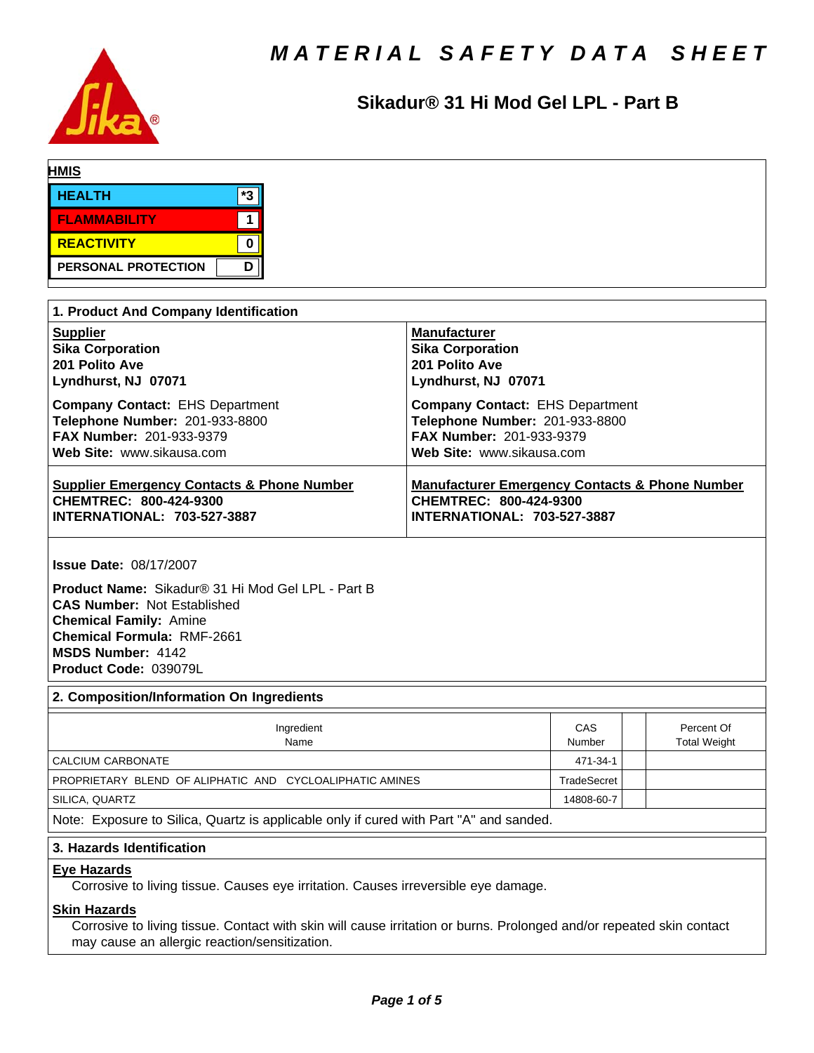# MATERIAL SAFETY DATA SHEET

## Sikadur® 31 Hi Mod Gel LPL - Part B

**HMIS**

| | |
|---|---|
| HEALTH | *3 |
| FLAMMABILITY | 1 |
| REACTIVITY | 0 |
| PERSONAL PROTECTION | D |

## 1. Product And Company Identification

**Supplier**
**Sika Corporation**
**201 Polito Ave**
**Lyndhurst, NJ 07071**

**Company Contact:** EHS Department
**Telephone Number:** 201-933-8800
**FAX Number:** 201-933-9379
**Web Site:** www.sikausa.com

**Manufacturer**
**Sika Corporation**
**201 Polito Ave**
**Lyndhurst, NJ 07071**

**Company Contact:** EHS Department
**Telephone Number:** 201-933-8800
**FAX Number:** 201-933-9379
**Web Site:** www.sikausa.com

**Supplier Emergency Contacts & Phone Number**
**CHEMTREC: 800-424-9300**
**INTERNATIONAL: 703-527-3887**

**Manufacturer Emergency Contacts & Phone Number**
**CHEMTREC: 800-424-9300**
**INTERNATIONAL: 703-527-3887**

**Issue Date:** 08/17/2007

**Product Name:** Sikadur® 31 Hi Mod Gel LPL - Part B
**CAS Number:** Not Established
**Chemical Family:** Amine
**Chemical Formula:** RMF-2661
**MSDS Number:** 4142
**Product Code:** 039079L

## 2. Composition/Information On Ingredients

| Ingredient Name | CAS Number | | Percent Of Total Weight |
|---|---|---|---|
| CALCIUM CARBONATE | 471-34-1 | | |
| PROPRIETARY BLEND OF ALIPHATIC AND CYCLOALIPHATIC AMINES | TradeSecret | | |
| SILICA, QUARTZ | 14808-60-7 | | |

Note: Exposure to Silica, Quartz is applicable only if cured with Part "A" and sanded.

## 3. Hazards Identification

**Eye Hazards**

Corrosive to living tissue. Causes eye irritation. Causes irreversible eye damage.

**Skin Hazards**

Corrosive to living tissue. Contact with skin will cause irritation or burns. Prolonged and/or repeated skin contact may cause an allergic reaction/sensitization.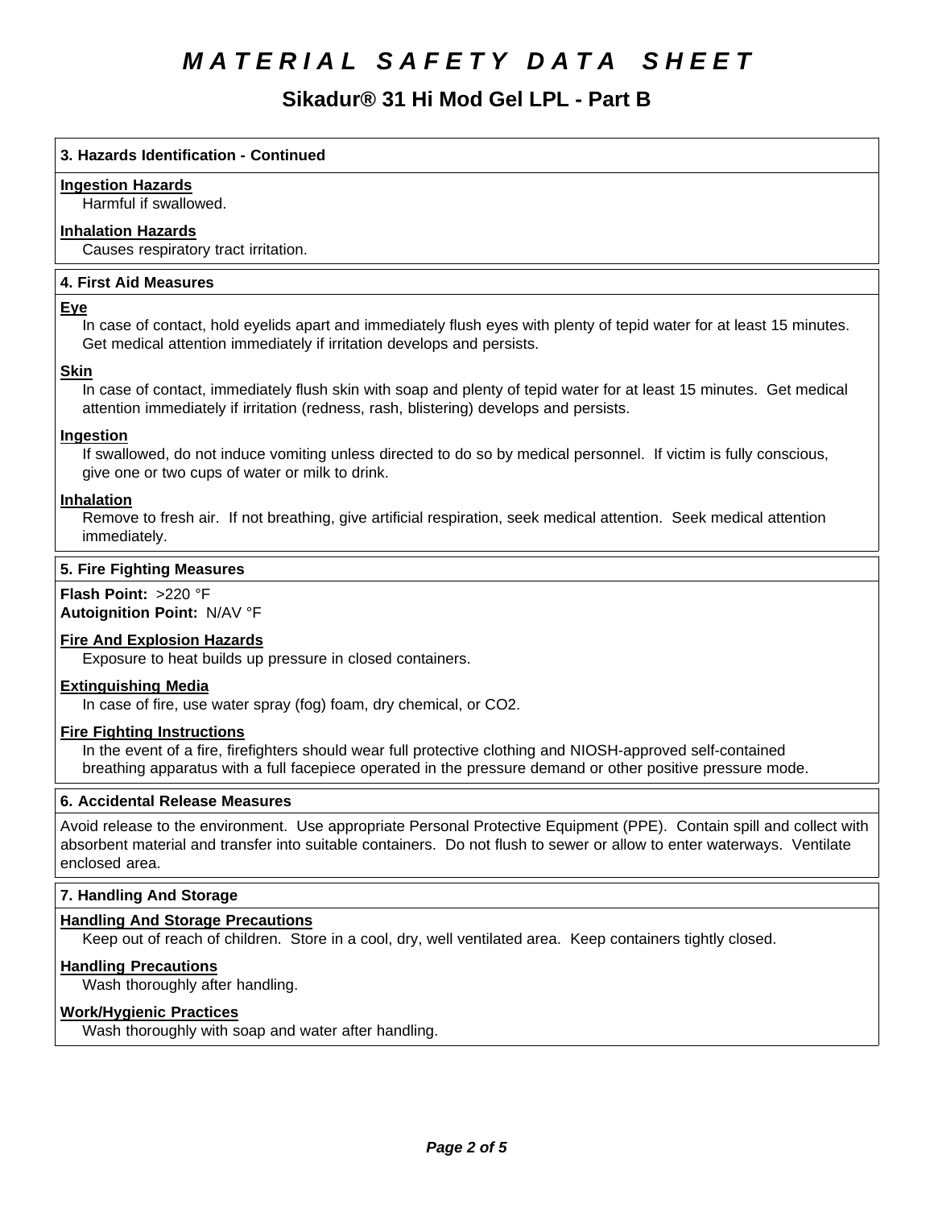# MATERIAL SAFETY DATA SHEET

## Sikadur® 31 Hi Mod Gel LPL - Part B

### 3. Hazards Identification - Continued

**Ingestion Hazards**

Harmful if swallowed.

**Inhalation Hazards**

Causes respiratory tract irritation.

### 4. First Aid Measures

**Eye**

In case of contact, hold eyelids apart and immediately flush eyes with plenty of tepid water for at least 15 minutes. Get medical attention immediately if irritation develops and persists.

**Skin**

In case of contact, immediately flush skin with soap and plenty of tepid water for at least 15 minutes. Get medical attention immediately if irritation (redness, rash, blistering) develops and persists.

**Ingestion**

If swallowed, do not induce vomiting unless directed to do so by medical personnel. If victim is fully conscious, give one or two cups of water or milk to drink.

**Inhalation**

Remove to fresh air. If not breathing, give artificial respiration, seek medical attention. Seek medical attention immediately.

### 5. Fire Fighting Measures

**Flash Point:** >220 °F
**Autoignition Point:** N/AV °F

**Fire And Explosion Hazards**

Exposure to heat builds up pressure in closed containers.

**Extinguishing Media**

In case of fire, use water spray (fog) foam, dry chemical, or $CO_2$.

**Fire Fighting Instructions**

In the event of a fire, firefighters should wear full protective clothing and NIOSH-approved self-contained breathing apparatus with a full facepiece operated in the pressure demand or other positive pressure mode.

### 6. Accidental Release Measures

Avoid release to the environment. Use appropriate Personal Protective Equipment (PPE). Contain spill and collect with absorbent material and transfer into suitable containers. Do not flush to sewer or allow to enter waterways. Ventilate enclosed area.

### 7. Handling And Storage

**Handling And Storage Precautions**

Keep out of reach of children. Store in a cool, dry, well ventilated area. Keep containers tightly closed.

**Handling Precautions**

Wash thoroughly after handling.

**Work/Hygienic Practices**

Wash thoroughly with soap and water after handling.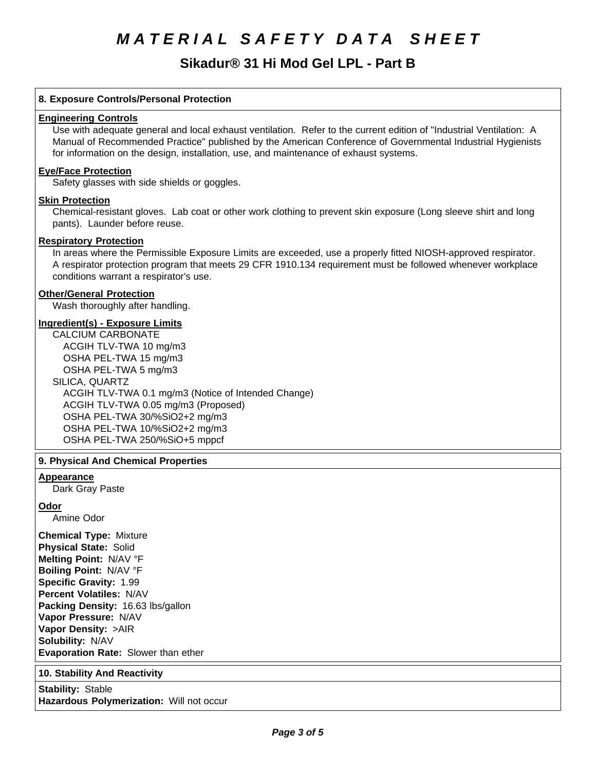# MATERIAL SAFETY DATA SHEET

## Sikadur® 31 Hi Mod Gel LPL - Part B

### 8. Exposure Controls/Personal Protection

**Engineering Controls**

Use with adequate general and local exhaust ventilation. Refer to the current edition of "Industrial Ventilation: A Manual of Recommended Practice" published by the American Conference of Governmental Industrial Hygienists for information on the design, installation, use, and maintenance of exhaust systems.

**Eye/Face Protection**

Safety glasses with side shields or goggles.

**Skin Protection**

Chemical-resistant gloves. Lab coat or other work clothing to prevent skin exposure (Long sleeve shirt and long pants). Launder before reuse.

**Respiratory Protection**

In areas where the Permissible Exposure Limits are exceeded, use a properly fitted NIOSH-approved respirator. A respirator protection program that meets 29 CFR 1910.134 requirement must be followed whenever workplace conditions warrant a respirator's use.

**Other/General Protection**

Wash thoroughly after handling.

**Ingredient(s) - Exposure Limits**

CALCIUM CARBONATE
- ACGIH TLV-TWA 10 mg/m3
- OSHA PEL-TWA 15 mg/m3
- OSHA PEL-TWA 5 mg/m3

SILICA, QUARTZ
- ACGIH TLV-TWA 0.1 mg/m3 (Notice of Intended Change)
- ACGIH TLV-TWA 0.05 mg/m3 (Proposed)
- OSHA PEL-TWA 30/%SiO2+2 mg/m3
- OSHA PEL-TWA 10/%SiO2+2 mg/m3
- OSHA PEL-TWA 250/%SiO+5 mppcf

### 9. Physical And Chemical Properties

**Appearance**

Dark Gray Paste

**Odor**

Amine Odor

**Chemical Type:** Mixture
**Physical State:** Solid
**Melting Point:** N/AV °F
**Boiling Point:** N/AV °F
**Specific Gravity:** 1.99
**Percent Volatiles:** N/AV
**Packing Density:** 16.63 lbs/gallon
**Vapor Pressure:** N/AV
**Vapor Density:** >AIR
**Solubility:** N/AV
**Evaporation Rate:** Slower than ether

### 10. Stability And Reactivity

**Stability:** Stable
**Hazardous Polymerization:** Will not occur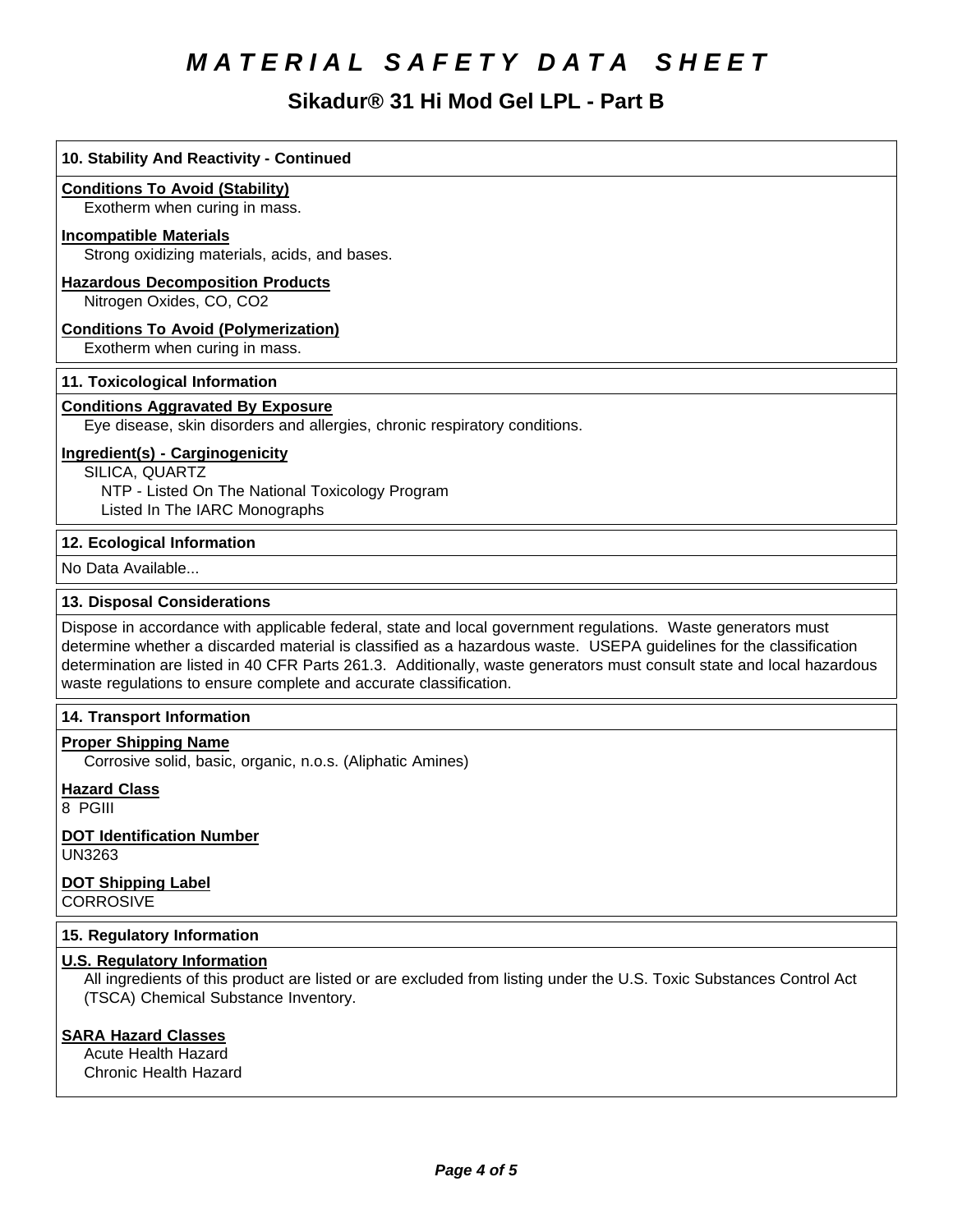# MATERIAL SAFETY DATA SHEET

## Sikadur® 31 Hi Mod Gel LPL - Part B

### 10. Stability And Reactivity - Continued

**Conditions To Avoid (Stability)**

Exotherm when curing in mass.

**Incompatible Materials**

Strong oxidizing materials, acids, and bases.

**Hazardous Decomposition Products**

Nitrogen Oxides, CO, CO2

**Conditions To Avoid (Polymerization)**

Exotherm when curing in mass.

### 11. Toxicological Information

**Conditions Aggravated By Exposure**

Eye disease, skin disorders and allergies, chronic respiratory conditions.

**Ingredient(s) - Carginogenicity**

SILICA, QUARTZ

NTP - Listed On The National Toxicology Program

Listed In The IARC Monographs

### 12. Ecological Information

No Data Available...

### 13. Disposal Considerations

Dispose in accordance with applicable federal, state and local government regulations. Waste generators must determine whether a discarded material is classified as a hazardous waste. USEPA guidelines for the classification determination are listed in 40 CFR Parts 261.3. Additionally, waste generators must consult state and local hazardous waste regulations to ensure complete and accurate classification.

### 14. Transport Information

**Proper Shipping Name**

Corrosive solid, basic, organic, n.o.s. (Aliphatic Amines)

**Hazard Class**

8 PGIII

**DOT Identification Number**

UN3263

**DOT Shipping Label**

CORROSIVE

### 15. Regulatory Information

**U.S. Regulatory Information**

All ingredients of this product are listed or are excluded from listing under the U.S. Toxic Substances Control Act (TSCA) Chemical Substance Inventory.

**SARA Hazard Classes**

Acute Health Hazard

Chronic Health Hazard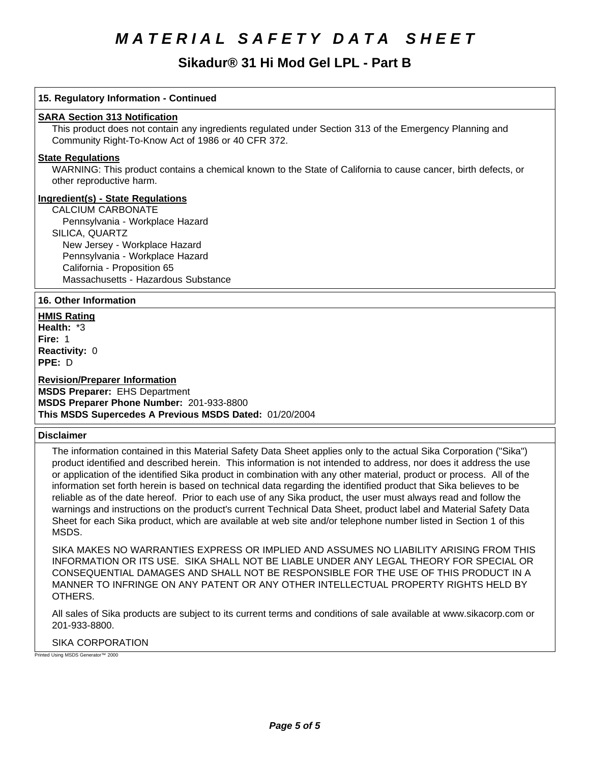## 15. Regulatory Information - Continued

**SARA Section 313 Notification**

This product does not contain any ingredients regulated under Section 313 of the Emergency Planning and Community Right-To-Know Act of 1986 or 40 CFR 372.

**State Regulations**

WARNING: This product contains a chemical known to the State of California to cause cancer, birth defects, or other reproductive harm.

**Ingredient(s) - State Regulations**

CALCIUM CARBONATE
- Pennsylvania - Workplace Hazard

SILICA, QUARTZ
- New Jersey - Workplace Hazard
- Pennsylvania - Workplace Hazard
- California - Proposition 65
- Massachusetts - Hazardous Substance

## 16. Other Information

**HMIS Rating**

**Health:** *3
**Fire:** 1
**Reactivity:** 0
**PPE:** D

**Revision/Preparer Information**

**MSDS Preparer:** EHS Department
**MSDS Preparer Phone Number:** 201-933-8800
**This MSDS Supercedes A Previous MSDS Dated:** 01/20/2004

## Disclaimer

The information contained in this Material Safety Data Sheet applies only to the actual Sika Corporation ("Sika") product identified and described herein. This information is not intended to address, nor does it address the use or application of the identified Sika product in combination with any other material, product or process. All of the information set forth herein is based on technical data regarding the identified product that Sika believes to be reliable as of the date hereof. Prior to each use of any Sika product, the user must always read and follow the warnings and instructions on the product's current Technical Data Sheet, product label and Material Safety Data Sheet for each Sika product, which are available at web site and/or telephone number listed in Section 1 of this MSDS.

SIKA MAKES NO WARRANTIES EXPRESS OR IMPLIED AND ASSUMES NO LIABILITY ARISING FROM THIS INFORMATION OR ITS USE. SIKA SHALL NOT BE LIABLE UNDER ANY LEGAL THEORY FOR SPECIAL OR CONSEQUENTIAL DAMAGES AND SHALL NOT BE RESPONSIBLE FOR THE USE OF THIS PRODUCT IN A MANNER TO INFRINGE ON ANY PATENT OR ANY OTHER INTELLECTUAL PROPERTY RIGHTS HELD BY OTHERS.

All sales of Sika products are subject to its current terms and conditions of sale available at www.sikacorp.com or 201-933-8800.

SIKA CORPORATION

Printed Using MSDS Generator™ 2000